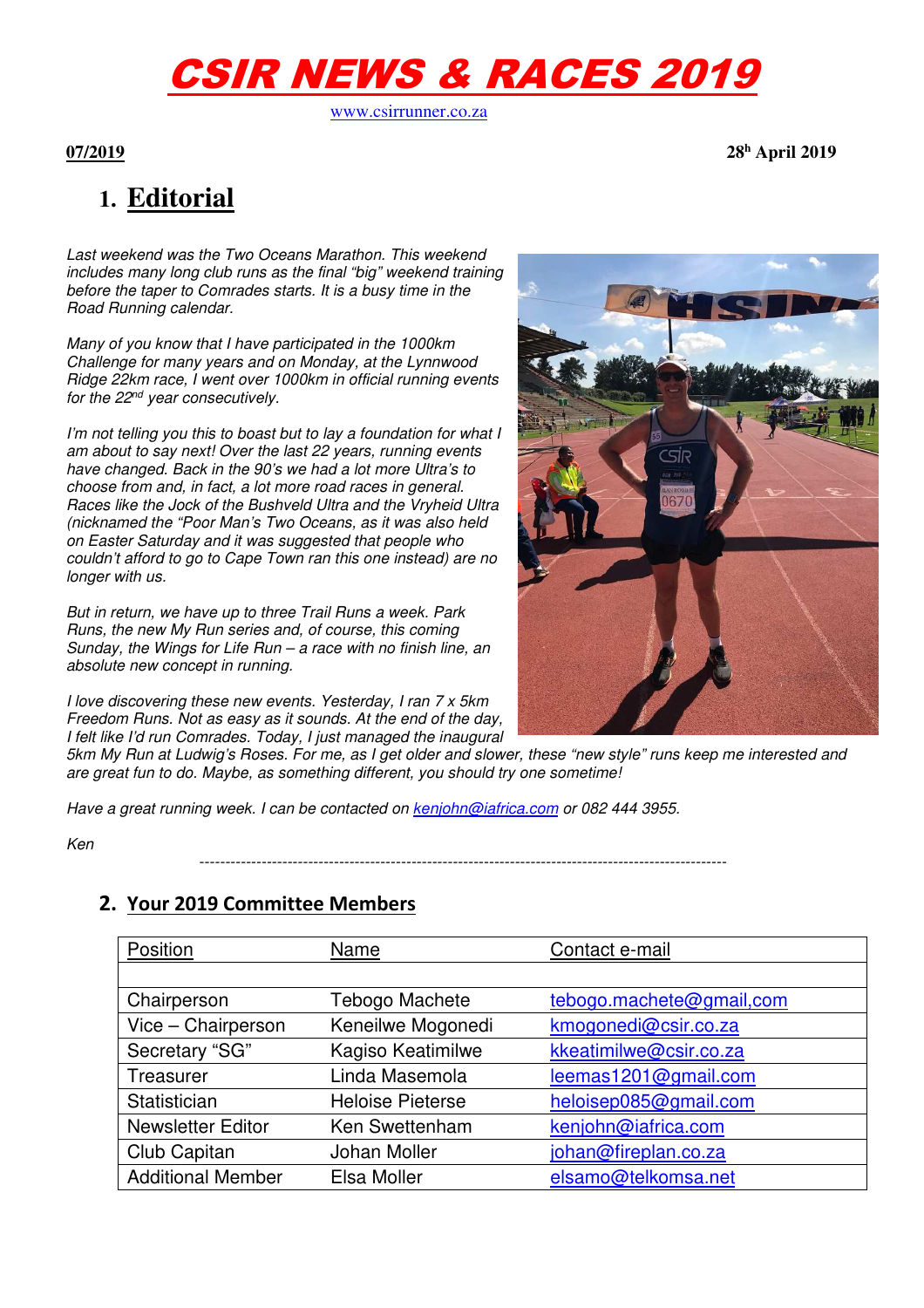# CSIR NEWS & RACES 2019

www.csirrunner.co.za

**07/2019** **28h April 2019**

## 1. Editorial

*Last weekend was the Two Oceans Marathon. This weekend includes many long club runs as the final "big" weekend training before the taper to Comrades starts. It is a busy time in the Road Running calendar.*

*Many of you know that I have participated in the 1000km Challenge for many years and on Monday, at the Lynnwood Ridge 22km race, I went over 1000km in official running events for the 22nd year consecutively.*

*I'm not telling you this to boast but to lay a foundation for what I am about to say next! Over the last 22 years, running events have changed. Back in the 90's we had a lot more Ultra's to choose from and, in fact, a lot more road races in general. Races like the Jock of the Bushveld Ultra and the Vryheid Ultra (nicknamed the "Poor Man's Two Oceans, as it was also held on Easter Saturday and it was suggested that people who couldn't afford to go to Cape Town ran this one instead) are no longer with us.*

*But in return, we have up to three Trail Runs a week. Park Runs, the new My Run series and, of course, this coming Sunday, the Wings for Life Run – a race with no finish line, an absolute new concept in running.*

*I love discovering these new events. Yesterday, I ran 7 x 5km Freedom Runs. Not as easy as it sounds. At the end of the day, I felt like I'd run Comrades. Today, I just managed the inaugural 5km My Run at Ludwig's Roses. For me, as I get older and slower, these "new style" runs keep me interested and are great fun to do. Maybe, as something different, you should try one sometime!*

*Have a great running week. I can be contacted on kenjohn@iafrica.com or 082 444 3955.*

*Ken*

---

## 2. Your 2019 Committee Members

| Position | Name | Contact e-mail |
|---|---|---|
| | | |
| Chairperson | Tebogo Machete | tebogo.machete@gmail,com |
| Vice – Chairperson | Keneilwe Mogonedi | kmogonedi@csir.co.za |
| Secretary "SG" | Kagiso Keatimilwe | kkeatimilwe@csir.co.za |
| Treasurer | Linda Masemola | leemas1201@gmail.com |
| Statistician | Heloise Pieterse | heloisep085@gmail.com |
| Newsletter Editor | Ken Swettenham | kenjohn@iafrica.com |
| Club Capitan | Johan Moller | johan@fireplan.co.za |
| Additional Member | Elsa Moller | elsamo@telkomsa.net |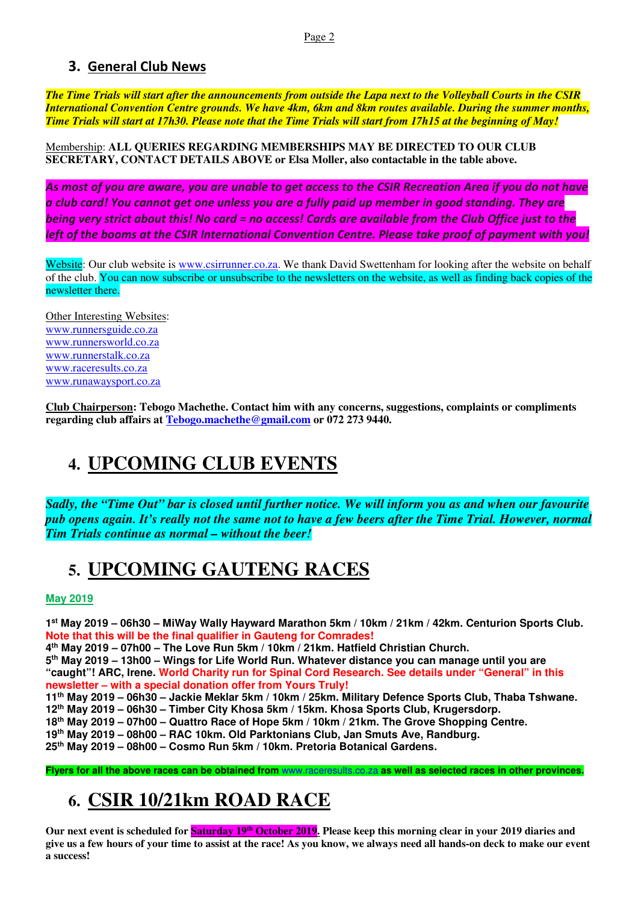## 3. General Club News

***The Time Trials will start after the announcements from outside the Lapa next to the Volleyball Courts in the CSIR International Convention Centre grounds. We have 4km, 6km and 8km routes available. During the summer months, Time Trials will start at 17h30. Please note that the Time Trials will start from 17h15 at the beginning of May!***

Membership: **ALL QUERIES REGARDING MEMBERSHIPS MAY BE DIRECTED TO OUR CLUB SECRETARY, CONTACT DETAILS ABOVE or Elsa Moller, also contactable in the table above.**

***As most of you are aware, you are unable to get access to the CSIR Recreation Area if you do not have a club card! You cannot get one unless you are a fully paid up member in good standing. They are being very strict about this! No card = no access! Cards are available from the Club Office just to the left of the booms at the CSIR International Convention Centre. Please take proof of payment with you!***

Website: Our club website is www.csirrunner.co.za. We thank David Swettenham for looking after the website on behalf of the club. You can now subscribe or unsubscribe to the newsletters on the website, as well as finding back copies of the newsletter there.

Other Interesting Websites:
www.runnersguide.co.za
www.runnersworld.co.za
www.runnerstalk.co.za
www.raceresults.co.za
www.runawaysport.co.za

**Club Chairperson: Tebogo Machethe. Contact him with any concerns, suggestions, complaints or compliments regarding club affairs at Tebogo.machethe@gmail.com or 072 273 9440.**

# 4. UPCOMING CLUB EVENTS

***Sadly, the "Time Out" bar is closed until further notice. We will inform you as and when our favourite pub opens again. It's really not the same not to have a few beers after the Time Trial. However, normal Tim Trials continue as normal – without the beer!***

# 5. UPCOMING GAUTENG RACES

**May 2019**

**1st May 2019 – 06h30 – MiWay Wally Hayward Marathon 5km / 10km / 21km / 42km. Centurion Sports Club.**
**Note that this will be the final qualifier in Gauteng for Comrades!**
**4th May 2019 – 07h00 – The Love Run 5km / 10km / 21km. Hatfield Christian Church.**
**5th May 2019 – 13h00 – Wings for Life World Run. Whatever distance you can manage until you are "caught"! ARC, Irene. World Charity run for Spinal Cord Research. See details under "General" in this newsletter – with a special donation offer from Yours Truly!**
**11th May 2019 – 06h30 – Jackie Meklar 5km / 10km / 25km. Military Defence Sports Club, Thaba Tshwane.**
**12th May 2019 – 06h30 – Timber City Khosa 5km / 15km. Khosa Sports Club, Krugersdorp.**
**18th May 2019 – 07h00 – Quattro Race of Hope 5km / 10km / 21km. The Grove Shopping Centre.**
**19th May 2019 – 08h00 – RAC 10km. Old Parktonians Club, Jan Smuts Ave, Randburg.**
**25th May 2019 – 08h00 – Cosmo Run 5km / 10km. Pretoria Botanical Gardens.**

**Flyers for all the above races can be obtained from www.raceresults.co.za as well as selected races in other provinces.**

# 6. CSIR 10/21km ROAD RACE

**Our next event is scheduled for Saturday 19th October 2019. Please keep this morning clear in your 2019 diaries and give us a few hours of your time to assist at the race! As you know, we always need all hands-on deck to make our event a success!**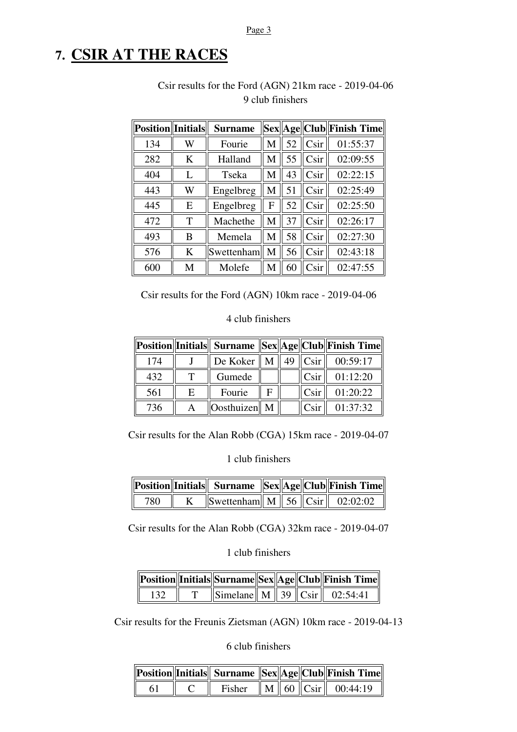# 7. CSIR AT THE RACES

Csir results for the Ford (AGN) 21km race - 2019-04-06

9 club finishers

| Position | Initials | Surname | Sex | Age | Club | Finish Time |
|---|---|---|---|---|---|---|
| 134 | W | Fourie | M | 52 | Csir | 01:55:37 |
| 282 | K | Halland | M | 55 | Csir | 02:09:55 |
| 404 | L | Tseka | M | 43 | Csir | 02:22:15 |
| 443 | W | Engelbreg | M | 51 | Csir | 02:25:49 |
| 445 | E | Engelbreg | F | 52 | Csir | 02:25:50 |
| 472 | T | Machethe | M | 37 | Csir | 02:26:17 |
| 493 | B | Memela | M | 58 | Csir | 02:27:30 |
| 576 | K | Swettenham | M | 56 | Csir | 02:43:18 |
| 600 | M | Molefe | M | 60 | Csir | 02:47:55 |

Csir results for the Ford (AGN) 10km race - 2019-04-06

4 club finishers

| Position | Initials | Surname | Sex | Age | Club | Finish Time |
|---|---|---|---|---|---|---|
| 174 | J | De Koker | M | 49 | Csir | 00:59:17 |
| 432 | T | Gumede | | | Csir | 01:12:20 |
| 561 | E | Fourie | F | | Csir | 01:20:22 |
| 736 | A | Oosthuizen | M | | Csir | 01:37:32 |

Csir results for the Alan Robb (CGA) 15km race - 2019-04-07

1 club finishers

| Position | Initials | Surname | Sex | Age | Club | Finish Time |
|---|---|---|---|---|---|---|
| 780 | K | Swettenham | M | 56 | Csir | 02:02:02 |

Csir results for the Alan Robb (CGA) 32km race - 2019-04-07

1 club finishers

| Position | Initials | Surname | Sex | Age | Club | Finish Time |
|---|---|---|---|---|---|---|
| 132 | T | Simelane | M | 39 | Csir | 02:54:41 |

Csir results for the Freunis Zietsman (AGN) 10km race - 2019-04-13

6 club finishers

| Position | Initials | Surname | Sex | Age | Club | Finish Time |
|---|---|---|---|---|---|---|
| 61 | C | Fisher | M | 60 | Csir | 00:44:19 |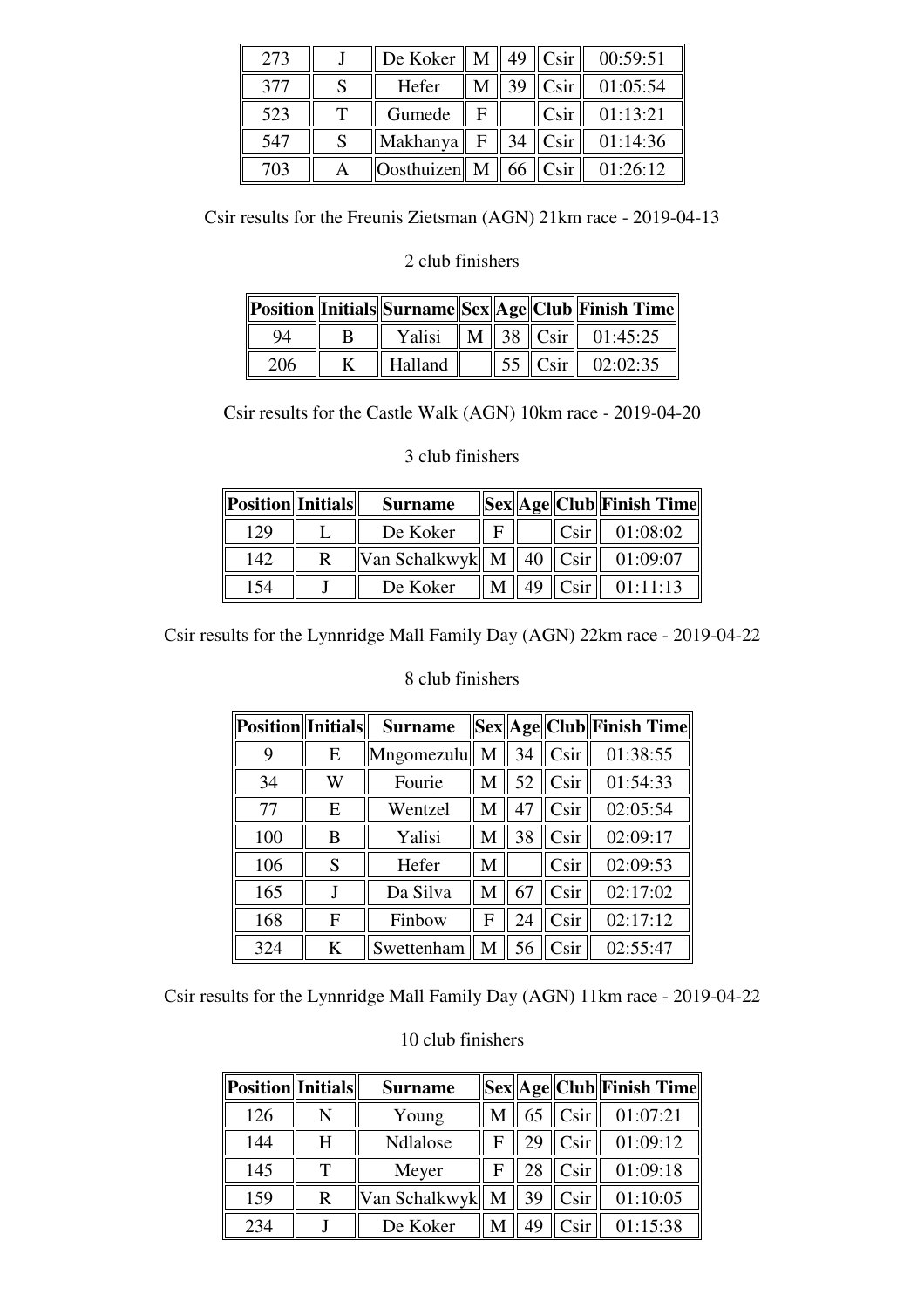| 273 | J | De Koker | M | 49 | Csir | 00:59:51 |
|---|---|---|---|---|---|---|
| 377 | S | Hefer | M | 39 | Csir | 01:05:54 |
| 523 | T | Gumede | F | | Csir | 01:13:21 |
| 547 | S | Makhanya | F | 34 | Csir | 01:14:36 |
| 703 | A | Oosthuizen | M | 66 | Csir | 01:26:12 |

Csir results for the Freunis Zietsman (AGN) 21km race - 2019-04-13

2 club finishers

| Position | Initials | Surname | Sex | Age | Club | Finish Time |
|---|---|---|---|---|---|---|
| 94 | B | Yalisi | M | 38 | Csir | 01:45:25 |
| 206 | K | Halland | | 55 | Csir | 02:02:35 |

Csir results for the Castle Walk (AGN) 10km race - 2019-04-20

3 club finishers

| Position | Initials | Surname | Sex | Age | Club | Finish Time |
|---|---|---|---|---|---|---|
| 129 | L | De Koker | F | | Csir | 01:08:02 |
| 142 | R | Van Schalkwyk | M | 40 | Csir | 01:09:07 |
| 154 | J | De Koker | M | 49 | Csir | 01:11:13 |

Csir results for the Lynnridge Mall Family Day (AGN) 22km race - 2019-04-22

8 club finishers

| Position | Initials | Surname | Sex | Age | Club | Finish Time |
|---|---|---|---|---|---|---|
| 9 | E | Mngomezulu | M | 34 | Csir | 01:38:55 |
| 34 | W | Fourie | M | 52 | Csir | 01:54:33 |
| 77 | E | Wentzel | M | 47 | Csir | 02:05:54 |
| 100 | B | Yalisi | M | 38 | Csir | 02:09:17 |
| 106 | S | Hefer | M | | Csir | 02:09:53 |
| 165 | J | Da Silva | M | 67 | Csir | 02:17:02 |
| 168 | F | Finbow | F | 24 | Csir | 02:17:12 |
| 324 | K | Swettenham | M | 56 | Csir | 02:55:47 |

Csir results for the Lynnridge Mall Family Day (AGN) 11km race - 2019-04-22

10 club finishers

| Position | Initials | Surname | Sex | Age | Club | Finish Time |
|---|---|---|---|---|---|---|
| 126 | N | Young | M | 65 | Csir | 01:07:21 |
| 144 | H | Ndlalose | F | 29 | Csir | 01:09:12 |
| 145 | T | Meyer | F | 28 | Csir | 01:09:18 |
| 159 | R | Van Schalkwyk | M | 39 | Csir | 01:10:05 |
| 234 | J | De Koker | M | 49 | Csir | 01:15:38 |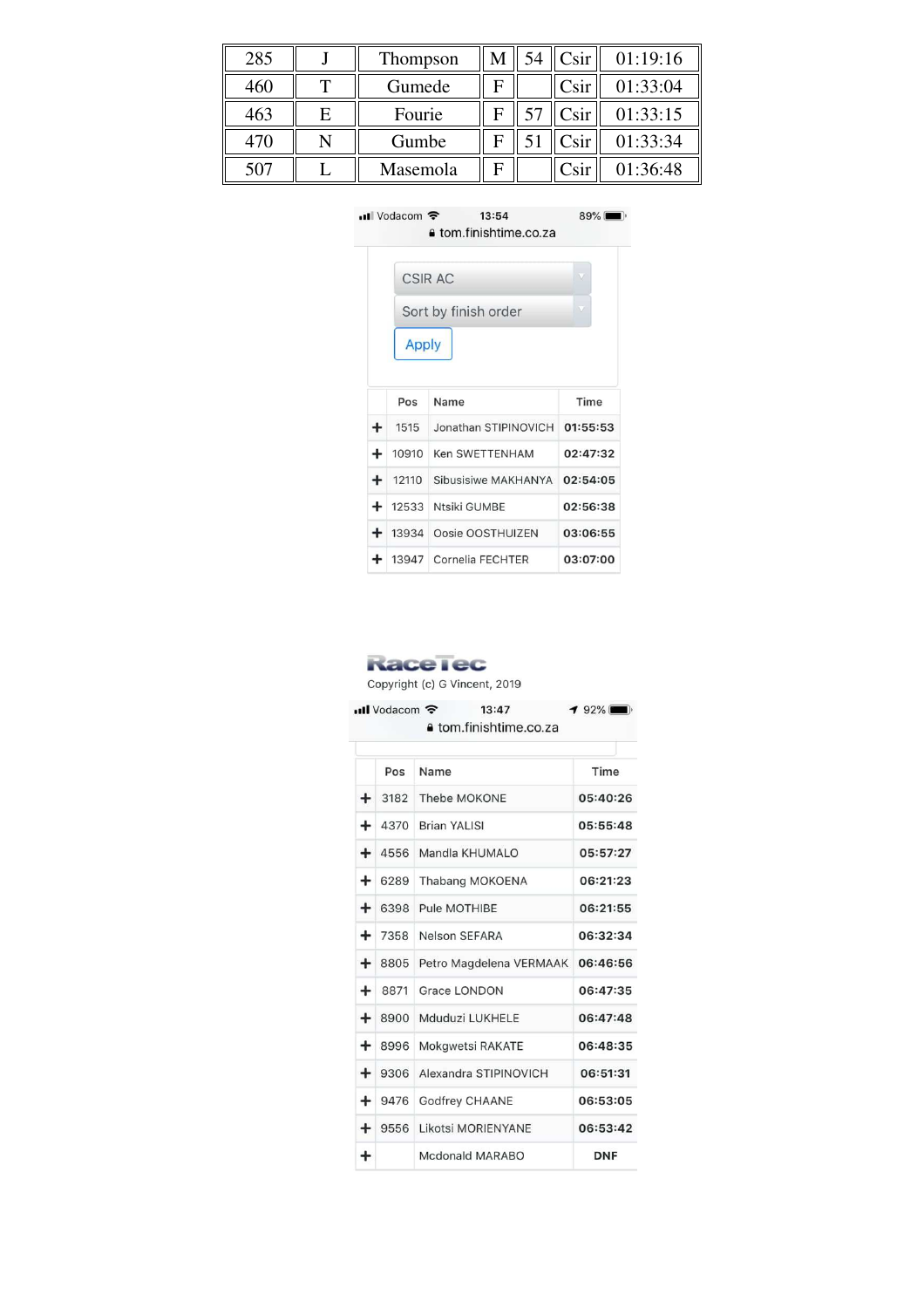| 285 | J | Thompson | M | 54 | Csir | 01:19:16 |
|---|---|---|---|---|---|---|
| 460 | T | Gumede | F | | Csir | 01:33:04 |
| 463 | E | Fourie | F | 57 | Csir | 01:33:15 |
| 470 | N | Gumbe | F | 51 | Csir | 01:33:34 |
| 507 | L | Masemola | F | | Csir | 01:36:48 |

Vodacom 13:54 89%
tom.finishtime.co.za

CSIR AC

Sort by finish order

Apply

| | Pos | Name | Time |
|---|---|---|---|
| + | 1515 | Jonathan STIPINOVICH | 01:55:53 |
| + | 10910 | Ken SWETTENHAM | 02:47:32 |
| + | 12110 | Sibusisiwe MAKHANYA | 02:54:05 |
| + | 12533 | Ntsiki GUMBE | 02:56:38 |
| + | 13934 | Oosie OOSTHUIZEN | 03:06:55 |
| + | 13947 | Cornelia FECHTER | 03:07:00 |

RaceTec

Copyright (c) G Vincent, 2019

Vodacom 13:47 92%
tom.finishtime.co.za

| | Pos | Name | Time |
|---|---|---|---|
| + | 3182 | Thebe MOKONE | 05:40:26 |
| + | 4370 | Brian YALISI | 05:55:48 |
| + | 4556 | Mandla KHUMALO | 05:57:27 |
| + | 6289 | Thabang MOKOENA | 06:21:23 |
| + | 6398 | Pule MOTHIBE | 06:21:55 |
| + | 7358 | Nelson SEFARA | 06:32:34 |
| + | 8805 | Petro Magdelena VERMAAK | 06:46:56 |
| + | 8871 | Grace LONDON | 06:47:35 |
| + | 8900 | Mduduzi LUKHELE | 06:47:48 |
| + | 8996 | Mokgwetsi RAKATE | 06:48:35 |
| + | 9306 | Alexandra STIPINOVICH | 06:51:31 |
| + | 9476 | Godfrey CHAANE | 06:53:05 |
| + | 9556 | Likotsi MORIENYANE | 06:53:42 |
| + | | Mcdonald MARABO | DNF |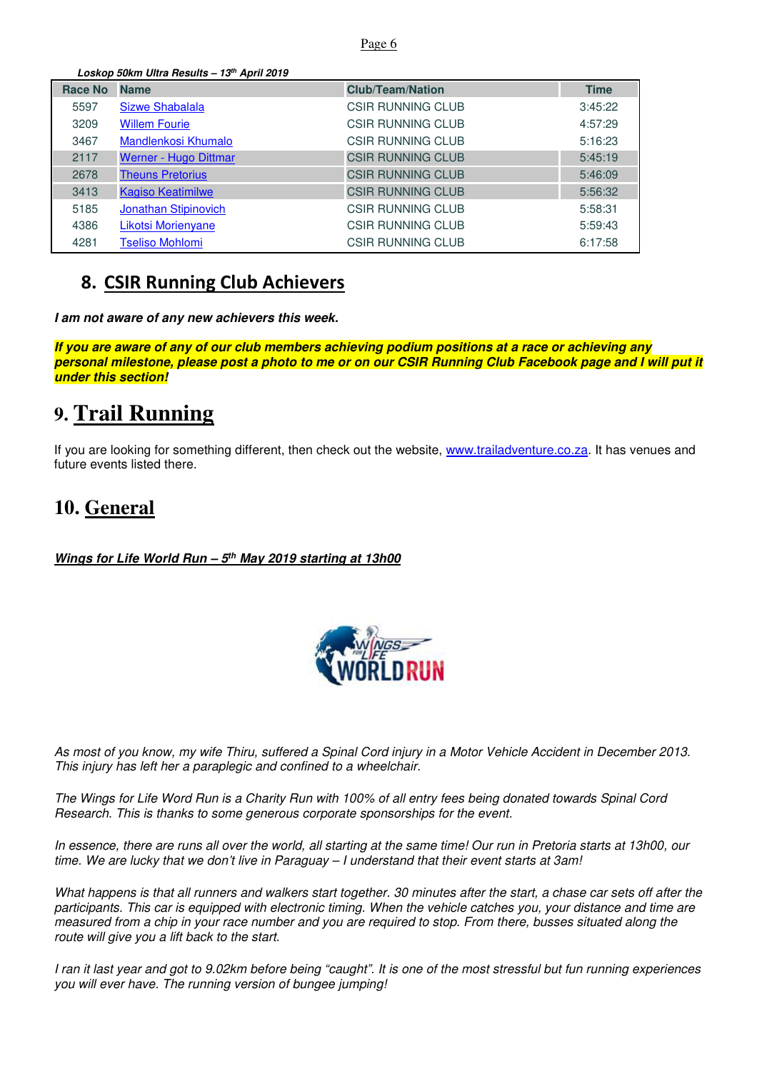*Loskop 50km Ultra Results – 13th April 2019*

| Race No | Name | Club/Team/Nation | Time |
|---|---|---|---|
| 5597 | Sizwe Shabalala | CSIR RUNNING CLUB | 3:45:22 |
| 3209 | Willem Fourie | CSIR RUNNING CLUB | 4:57:29 |
| 3467 | Mandlenkosi Khumalo | CSIR RUNNING CLUB | 5:16:23 |
| 2117 | Werner - Hugo Dittmar | CSIR RUNNING CLUB | 5:45:19 |
| 2678 | Theuns Pretorius | CSIR RUNNING CLUB | 5:46:09 |
| 3413 | Kagiso Keatimilwe | CSIR RUNNING CLUB | 5:56:32 |
| 5185 | Jonathan Stipinovich | CSIR RUNNING CLUB | 5:58:31 |
| 4386 | Likotsi Morienyane | CSIR RUNNING CLUB | 5:59:43 |
| 4281 | Tseliso Mohlomi | CSIR RUNNING CLUB | 6:17:58 |

## 8. CSIR Running Club Achievers

***I am not aware of any new achievers this week.***

***If you are aware of any of our club members achieving podium positions at a race or achieving any personal milestone, please post a photo to me or on our CSIR Running Club Facebook page and I will put it under this section!***

## 9. Trail Running

If you are looking for something different, then check out the website, www.trailadventure.co.za. It has venues and future events listed there.

## 10. General

***Wings for Life World Run – 5th May 2019 starting at 13h00***

*As most of you know, my wife Thiru, suffered a Spinal Cord injury in a Motor Vehicle Accident in December 2013. This injury has left her a paraplegic and confined to a wheelchair.*

*The Wings for Life Word Run is a Charity Run with 100% of all entry fees being donated towards Spinal Cord Research. This is thanks to some generous corporate sponsorships for the event.*

*In essence, there are runs all over the world, all starting at the same time! Our run in Pretoria starts at 13h00, our time. We are lucky that we don't live in Paraguay – I understand that their event starts at 3am!*

*What happens is that all runners and walkers start together. 30 minutes after the start, a chase car sets off after the participants. This car is equipped with electronic timing. When the vehicle catches you, your distance and time are measured from a chip in your race number and you are required to stop. From there, busses situated along the route will give you a lift back to the start.*

*I ran it last year and got to 9.02km before being "caught". It is one of the most stressful but fun running experiences you will ever have. The running version of bungee jumping!*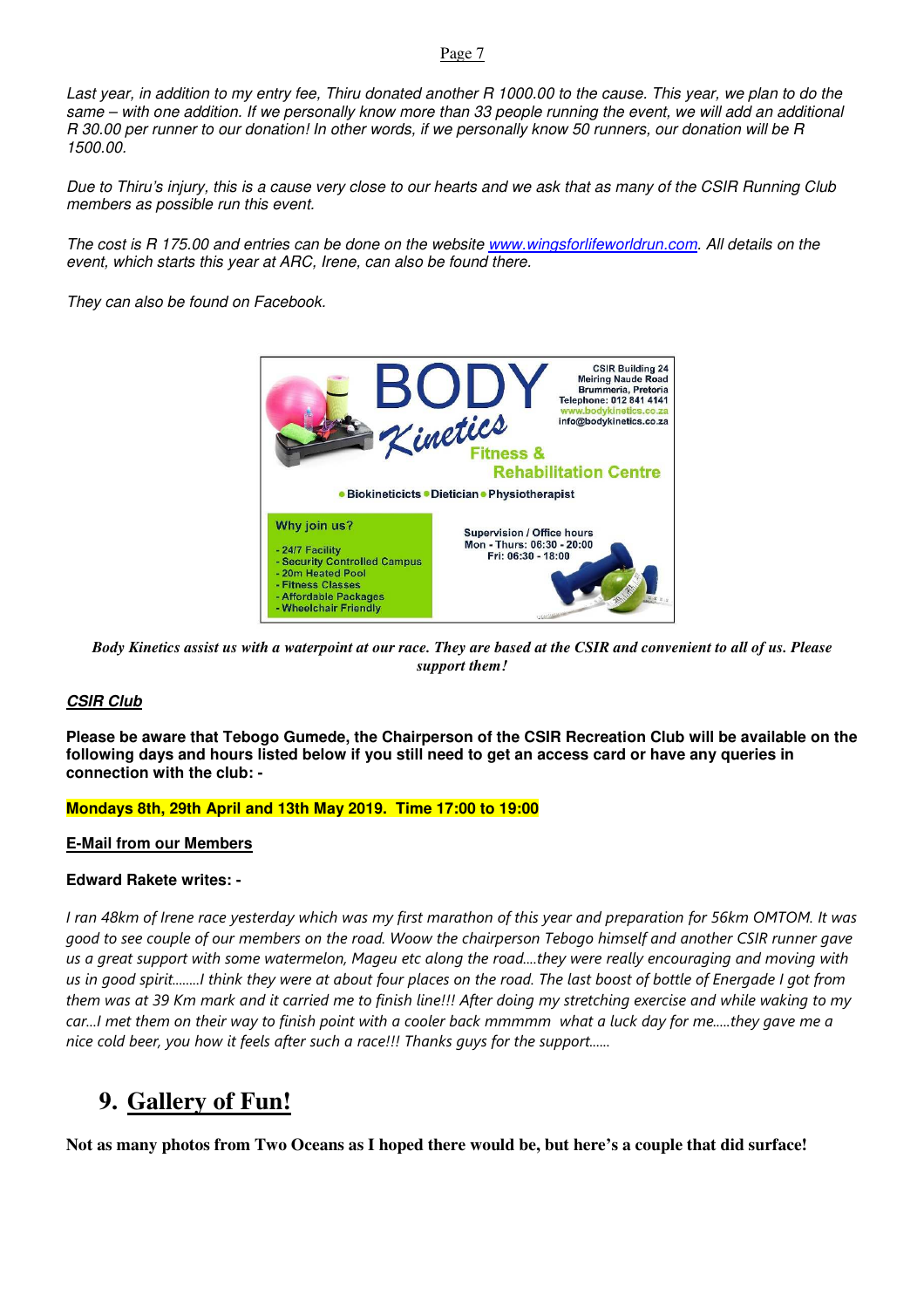*Last year, in addition to my entry fee, Thiru donated another R 1000.00 to the cause. This year, we plan to do the same – with one addition. If we personally know more than 33 people running the event, we will add an additional R 30.00 per runner to our donation! In other words, if we personally know 50 runners, our donation will be R 1500.00.*

*Due to Thiru's injury, this is a cause very close to our hearts and we ask that as many of the CSIR Running Club members as possible run this event.*

*The cost is R 175.00 and entries can be done on the website www.wingsforlifeworldrun.com. All details on the event, which starts this year at ARC, Irene, can also be found there.*

*They can also be found on Facebook.*

BODY Kinetics
Fitness & Rehabilitation Centre

CSIR Building 24
Meiring Naude Road
Brummeria, Pretoria
Telephone: 012 841 4141
www.bodykinetics.co.za
info@bodykinetics.co.za

• Biokineticicts • Dietician • Physiotherapist

Why join us?

- 24/7 Facility
- Security Controlled Campus
- 20m Heated Pool
- Fitness Classes
- Affordable Packages
- Wheelchair Friendly

Supervision / Office hours
Mon - Thurs: 06:30 - 20:00
Fri: 06:30 - 18:00

***Body Kinetics assist us with a waterpoint at our race. They are based at the CSIR and convenient to all of us. Please support them!***

***CSIR Club***

**Please be aware that Tebogo Gumede, the Chairperson of the CSIR Recreation Club will be available on the following days and hours listed below if you still need to get an access card or have any queries in connection with the club: -**

**Mondays 8th, 29th April and 13th May 2019. Time 17:00 to 19:00**

**E-Mail from our Members**

**Edward Rakete writes: -**

*I ran 48km of Irene race yesterday which was my first marathon of this year and preparation for 56km OMTOM. It was good to see couple of our members on the road. Woow the chairperson Tebogo himself and another CSIR runner gave us a great support with some watermelon, Mageu etc along the road....they were really encouraging and moving with us in good spirit........I think they were at about four places on the road. The last boost of bottle of Energade I got from them was at 39 Km mark and it carried me to finish line!!! After doing my stretching exercise and while waking to my car...I met them on their way to finish point with a cooler back mmmmm what a luck day for me.....they gave me a nice cold beer, you how it feels after such a race!!! Thanks guys for the support......*

## 9. Gallery of Fun!

**Not as many photos from Two Oceans as I hoped there would be, but here's a couple that did surface!**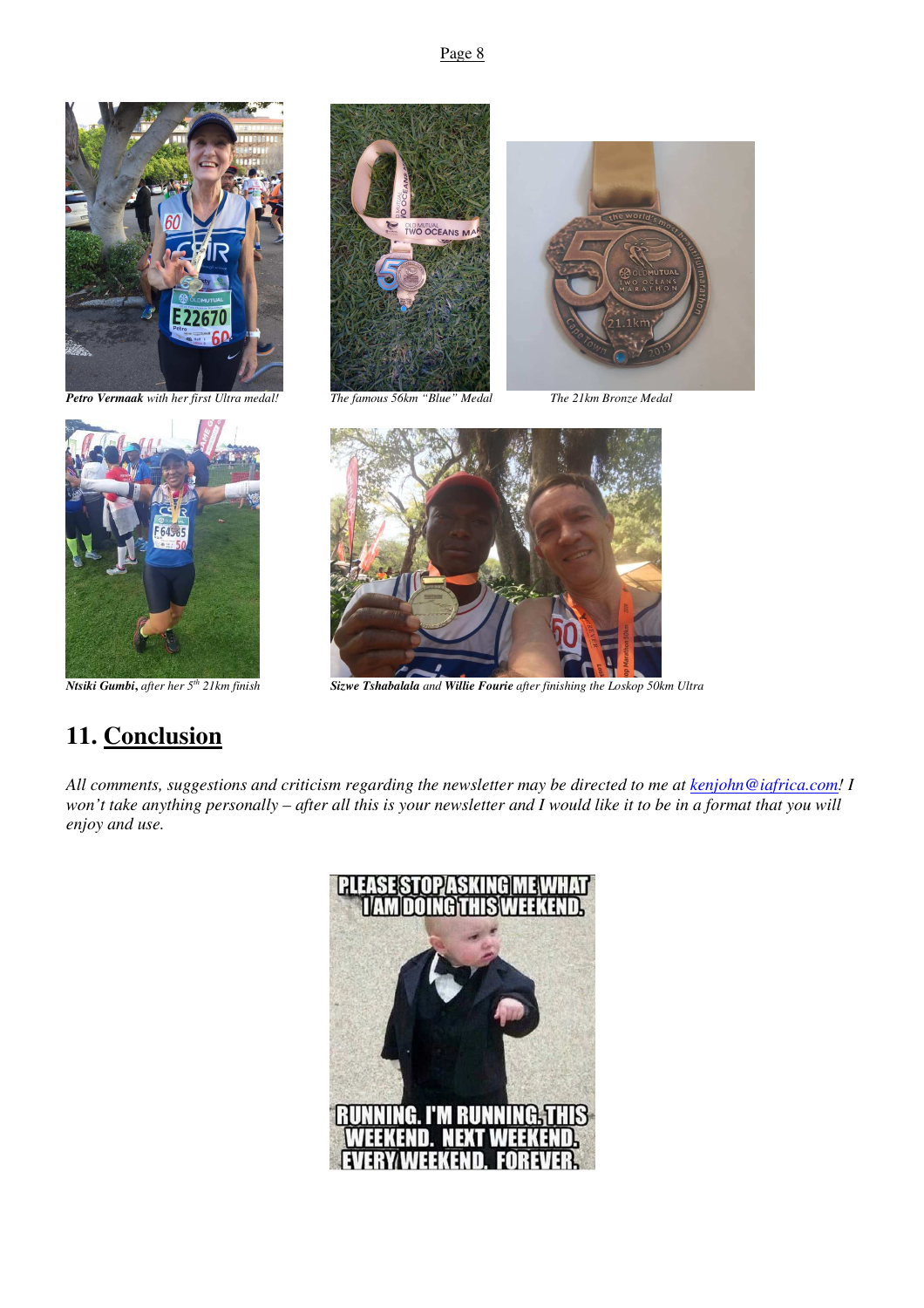***Petro Vermaak*** *with her first Ultra medal!*

*The famous 56km "Blue" Medal*

*The 21km Bronze Medal*

***Ntsiki Gumbi,*** *after her 5th 21km finish*

***Sizwe Tshabalala*** *and* ***Willie Fourie*** *after finishing the Loskop 50km Ultra*

## 11. Conclusion

*All comments, suggestions and criticism regarding the newsletter may be directed to me at kenjohn@iafrica.com! I won't take anything personally – after all this is your newsletter and I would like it to be in a format that you will enjoy and use.*